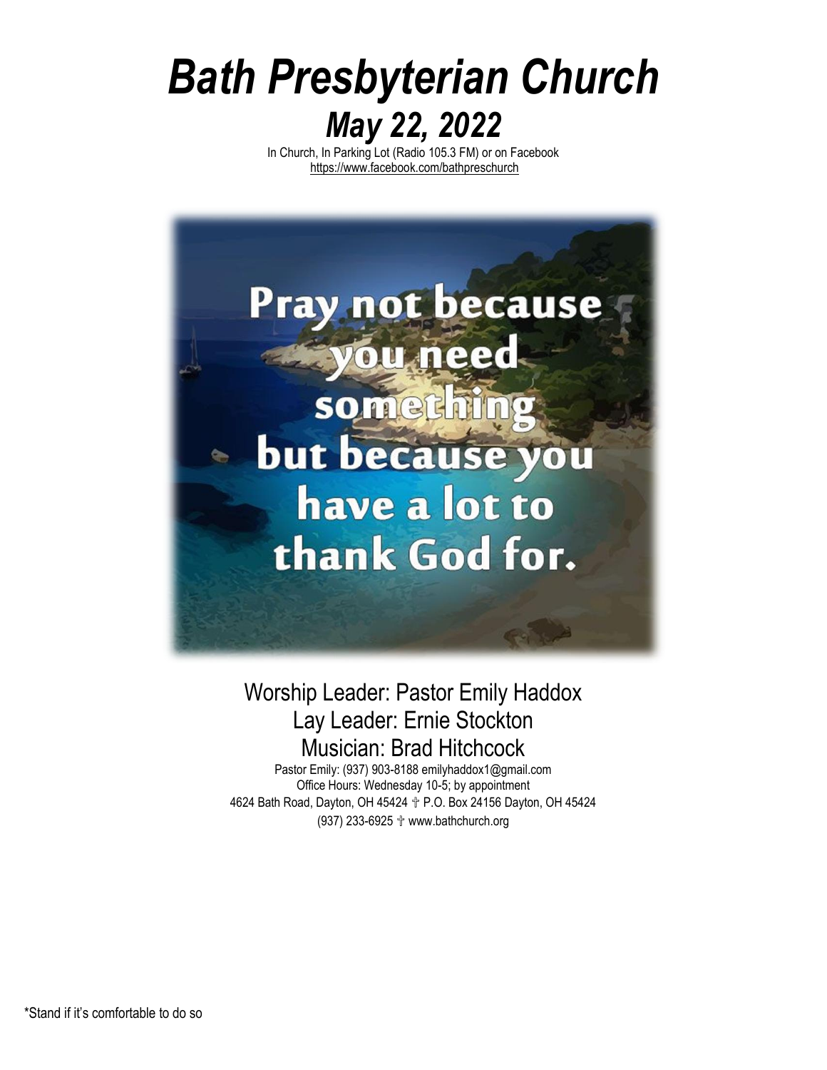# *Bath Presbyterian Church*

## *May 22, 2022*

In Church, In Parking Lot (Radio 105.3 FM) or on Facebook
https://www.facebook.com/bathpreschurch

**Pray not because you need something but because you have a lot to thank God for.**

Worship Leader: Pastor Emily Haddox
Lay Leader: Ernie Stockton
Musician: Brad Hitchcock

Pastor Emily: (937) 903-8188 emilyhaddox1@gmail.com
Office Hours: Wednesday 10-5; by appointment
4624 Bath Road, Dayton, OH 45424 ✝ P.O. Box 24156 Dayton, OH 45424
(937) 233-6925 ✝ www.bathchurch.org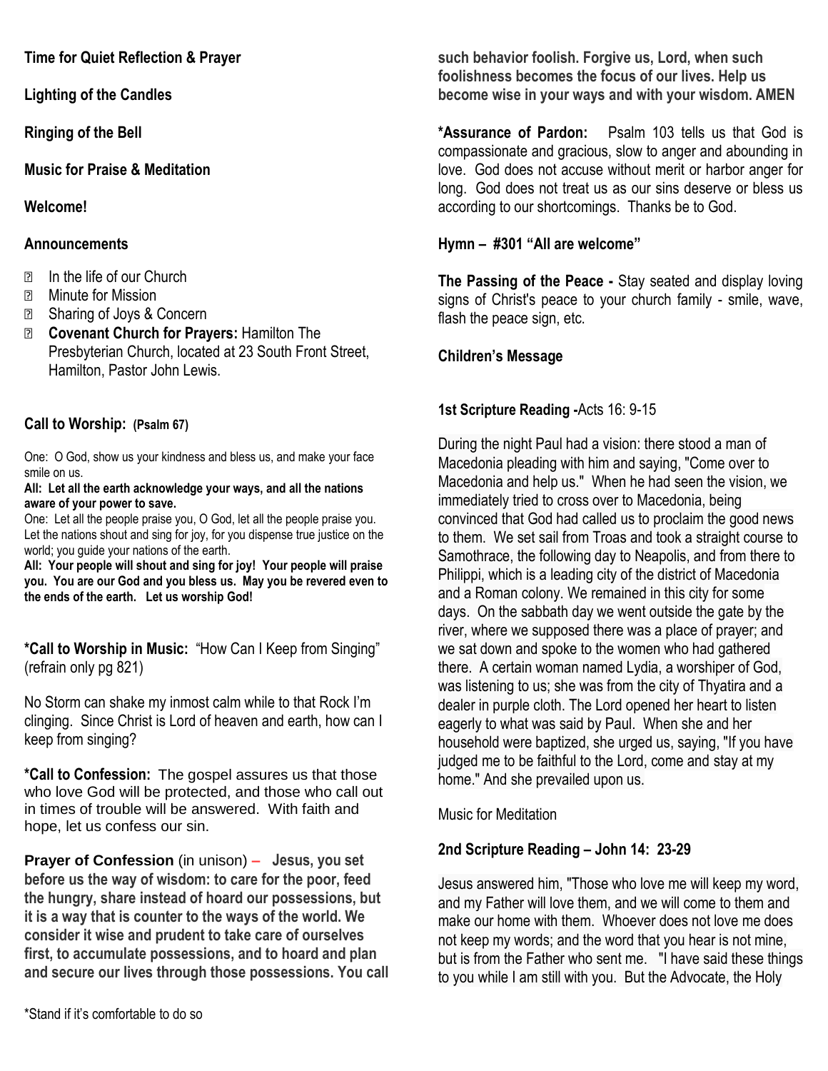**Time for Quiet Reflection & Prayer**

**Lighting of the Candles**

**Ringing of the Bell**

**Music for Praise & Meditation**

**Welcome!**

**Announcements**

- In the life of our Church
- Minute for Mission
- Sharing of Joys & Concern
- **Covenant Church for Prayers:** Hamilton The Presbyterian Church, located at 23 South Front Street, Hamilton, Pastor John Lewis.

**Call to Worship:** **(Psalm 67)**

One: O God, show us your kindness and bless us, and make your face smile on us.

**All: Let all the earth acknowledge your ways, and all the nations aware of your power to save.**

One: Let all the people praise you, O God, let all the people praise you. Let the nations shout and sing for joy, for you dispense true justice on the world; you guide your nations of the earth.

**All: Your people will shout and sing for joy! Your people will praise you. You are our God and you bless us. May you be revered even to the ends of the earth. Let us worship God!**

***Call to Worship in Music:** "How Can I Keep from Singing" (refrain only pg 821)

No Storm can shake my inmost calm while to that Rock I'm clinging. Since Christ is Lord of heaven and earth, how can I keep from singing?

***Call to Confession:** The gospel assures us that those who love God will be protected, and those who call out in times of trouble will be answered. With faith and hope, let us confess our sin.

**Prayer of Confession** (in unison) – **Jesus, you set before us the way of wisdom: to care for the poor, feed the hungry, share instead of hoard our possessions, but it is a way that is counter to the ways of the world. We consider it wise and prudent to take care of ourselves first, to accumulate possessions, and to hoard and plan and secure our lives through those possessions. You call such behavior foolish. Forgive us, Lord, when such foolishness becomes the focus of our lives. Help us become wise in your ways and with your wisdom. AMEN**

***Assurance of Pardon:** Psalm 103 tells us that God is compassionate and gracious, slow to anger and abounding in love. God does not accuse without merit or harbor anger for long. God does not treat us as our sins deserve or bless us according to our shortcomings. Thanks be to God.

**Hymn – #301 "All are welcome"**

**The Passing of the Peace -** Stay seated and display loving signs of Christ's peace to your church family - smile, wave, flash the peace sign, etc.

**Children's Message**

**1st Scripture Reading -**Acts 16: 9-15

During the night Paul had a vision: there stood a man of Macedonia pleading with him and saying, "Come over to Macedonia and help us." When he had seen the vision, we immediately tried to cross over to Macedonia, being convinced that God had called us to proclaim the good news to them. We set sail from Troas and took a straight course to Samothrace, the following day to Neapolis, and from there to Philippi, which is a leading city of the district of Macedonia and a Roman colony. We remained in this city for some days. On the sabbath day we went outside the gate by the river, where we supposed there was a place of prayer; and we sat down and spoke to the women who had gathered there. A certain woman named Lydia, a worshiper of God, was listening to us; she was from the city of Thyatira and a dealer in purple cloth. The Lord opened her heart to listen eagerly to what was said by Paul. When she and her household were baptized, she urged us, saying, "If you have judged me to be faithful to the Lord, come and stay at my home." And she prevailed upon us.

Music for Meditation

**2nd Scripture Reading – John 14: 23-29**

Jesus answered him, "Those who love me will keep my word, and my Father will love them, and we will come to them and make our home with them. Whoever does not love me does not keep my words; and the word that you hear is not mine, but is from the Father who sent me. "I have said these things to you while I am still with you. But the Advocate, the Holy

*Stand if it's comfortable to do so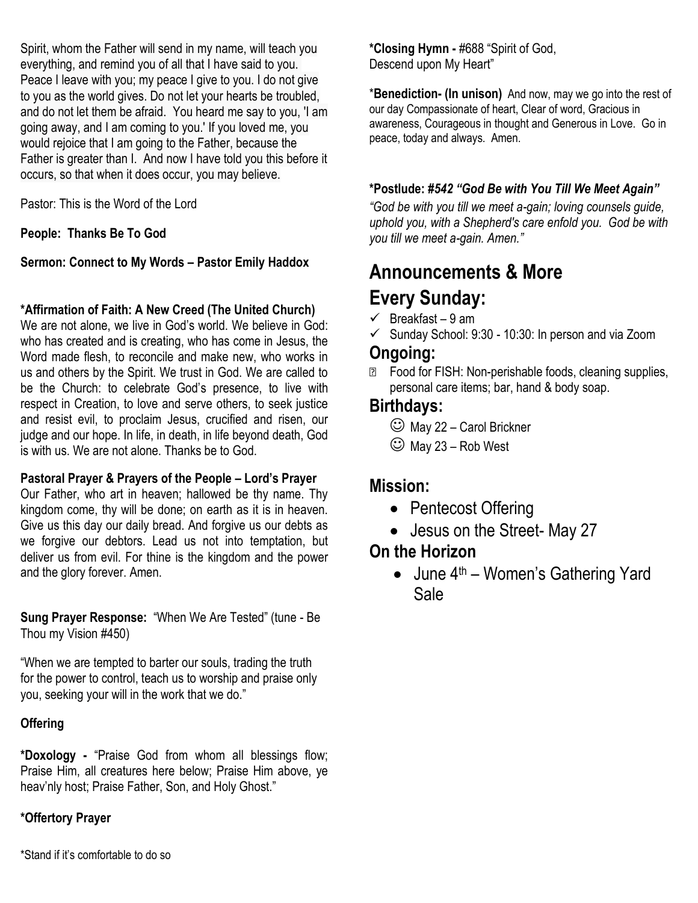Spirit, whom the Father will send in my name, will teach you everything, and remind you of all that I have said to you. Peace I leave with you; my peace I give to you. I do not give to you as the world gives. Do not let your hearts be troubled, and do not let them be afraid. You heard me say to you, 'I am going away, and I am coming to you.' If you loved me, you would rejoice that I am going to the Father, because the Father is greater than I. And now I have told you this before it occurs, so that when it does occur, you may believe.

Pastor: This is the Word of the Lord

**People: Thanks Be To God**

**Sermon: Connect to My Words – Pastor Emily Haddox**

**\*Affirmation of Faith: A New Creed (The United Church)**
We are not alone, we live in God's world. We believe in God: who has created and is creating, who has come in Jesus, the Word made flesh, to reconcile and make new, who works in us and others by the Spirit. We trust in God. We are called to be the Church: to celebrate God's presence, to live with respect in Creation, to love and serve others, to seek justice and resist evil, to proclaim Jesus, crucified and risen, our judge and our hope. In life, in death, in life beyond death, God is with us. We are not alone. Thanks be to God.

**Pastoral Prayer & Prayers of the People – Lord's Prayer**
Our Father, who art in heaven; hallowed be thy name. Thy kingdom come, thy will be done; on earth as it is in heaven. Give us this day our daily bread. And forgive us our debts as we forgive our debtors. Lead us not into temptation, but deliver us from evil. For thine is the kingdom and the power and the glory forever. Amen.

**Sung Prayer Response:** "When We Are Tested" (tune - Be Thou my Vision #450)

"When we are tempted to barter our souls, trading the truth for the power to control, teach us to worship and praise only you, seeking your will in the work that we do."

**Offering**

**\*Doxology -** "Praise God from whom all blessings flow; Praise Him, all creatures here below; Praise Him above, ye heav'nly host; Praise Father, Son, and Holy Ghost."

**\*Offertory Prayer**

\*Stand if it's comfortable to do so

**\*Closing Hymn -** #688 "Spirit of God, Descend upon My Heart"

\***Benediction- (In unison)** And now, may we go into the rest of our day Compassionate of heart, Clear of word, Gracious in awareness, Courageous in thought and Generous in Love. Go in peace, today and always. Amen.

**\*Postlude: *#542 "God Be with You Till We Meet Again"***
*"God be with you till we meet a-gain; loving counsels guide, uphold you, with a Shepherd's care enfold you. God be with you till we meet a-gain. Amen."*

# Announcements & More

## Every Sunday:

- ✓ Breakfast – 9 am
- ✓ Sunday School: 9:30 - 10:30: In person and via Zoom

## Ongoing:

- Food for FISH: Non-perishable foods, cleaning supplies, personal care items; bar, hand & body soap.

## Birthdays:

- ☺ May 22 – Carol Brickner
- ☺ May 23 – Rob West

## Mission:

- Pentecost Offering
- Jesus on the Street- May 27

## On the Horizon

- June 4th – Women's Gathering Yard Sale